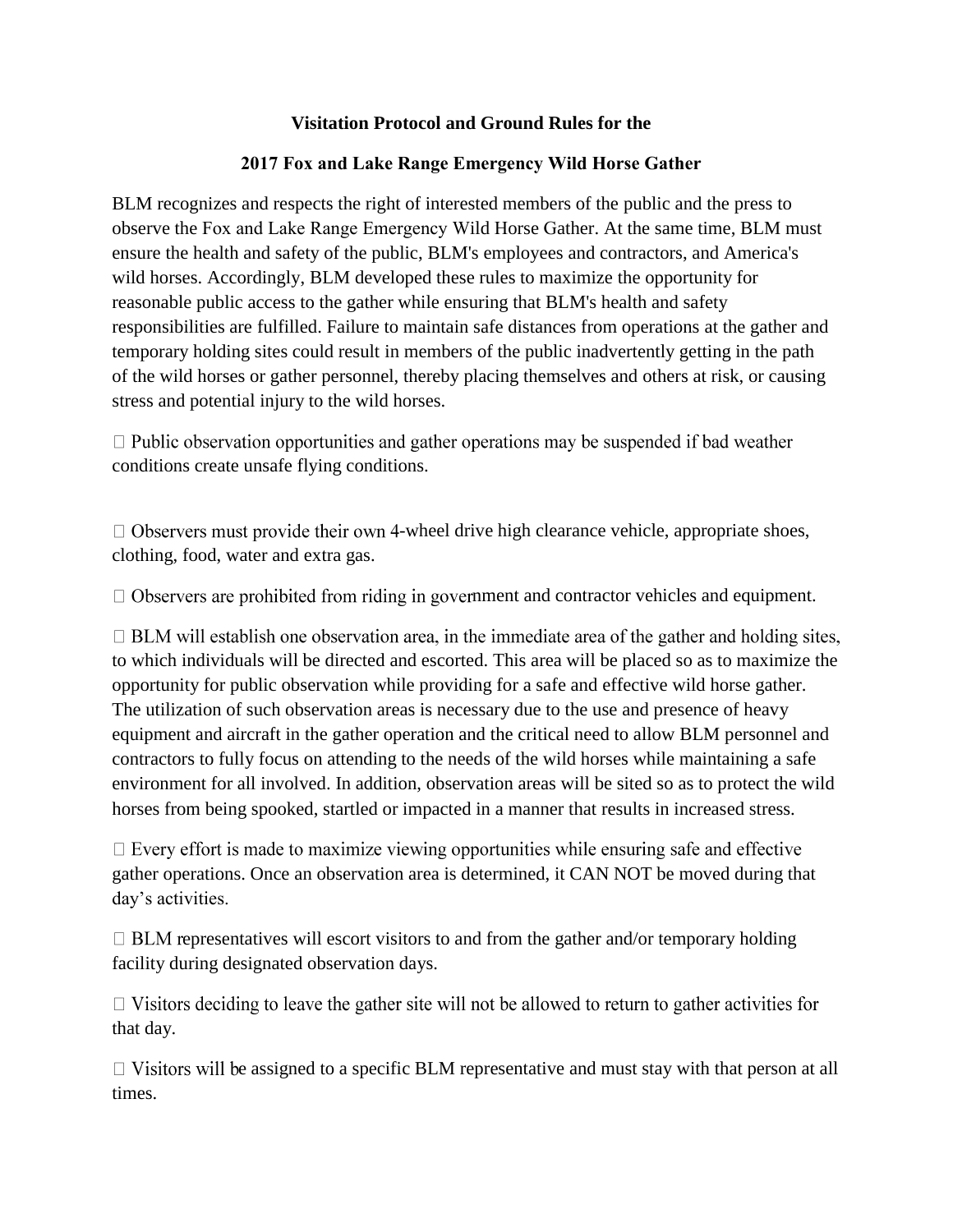**Visitation Protocol and Ground Rules for the**

**2017 Fox and Lake Range Emergency Wild Horse Gather**

BLM recognizes and respects the right of interested members of the public and the press to observe the Fox and Lake Range Emergency Wild Horse Gather. At the same time, BLM must ensure the health and safety of the public, BLM's employees and contractors, and America's wild horses. Accordingly, BLM developed these rules to maximize the opportunity for reasonable public access to the gather while ensuring that BLM's health and safety responsibilities are fulfilled. Failure to maintain safe distances from operations at the gather and temporary holding sites could result in members of the public inadvertently getting in the path of the wild horses or gather personnel, thereby placing themselves and others at risk, or causing stress and potential injury to the wild horses.

- Public observation opportunities and gather operations may be suspended if bad weather conditions create unsafe flying conditions.

- Observers must provide their own 4-wheel drive high clearance vehicle, appropriate shoes, clothing, food, water and extra gas.

- Observers are prohibited from riding in government and contractor vehicles and equipment.

- BLM will establish one observation area, in the immediate area of the gather and holding sites, to which individuals will be directed and escorted. This area will be placed so as to maximize the opportunity for public observation while providing for a safe and effective wild horse gather. The utilization of such observation areas is necessary due to the use and presence of heavy equipment and aircraft in the gather operation and the critical need to allow BLM personnel and contractors to fully focus on attending to the needs of the wild horses while maintaining a safe environment for all involved. In addition, observation areas will be sited so as to protect the wild horses from being spooked, startled or impacted in a manner that results in increased stress.

- Every effort is made to maximize viewing opportunities while ensuring safe and effective gather operations. Once an observation area is determined, it CAN NOT be moved during that day's activities.

- BLM representatives will escort visitors to and from the gather and/or temporary holding facility during designated observation days.

- Visitors deciding to leave the gather site will not be allowed to return to gather activities for that day.

- Visitors will be assigned to a specific BLM representative and must stay with that person at all times.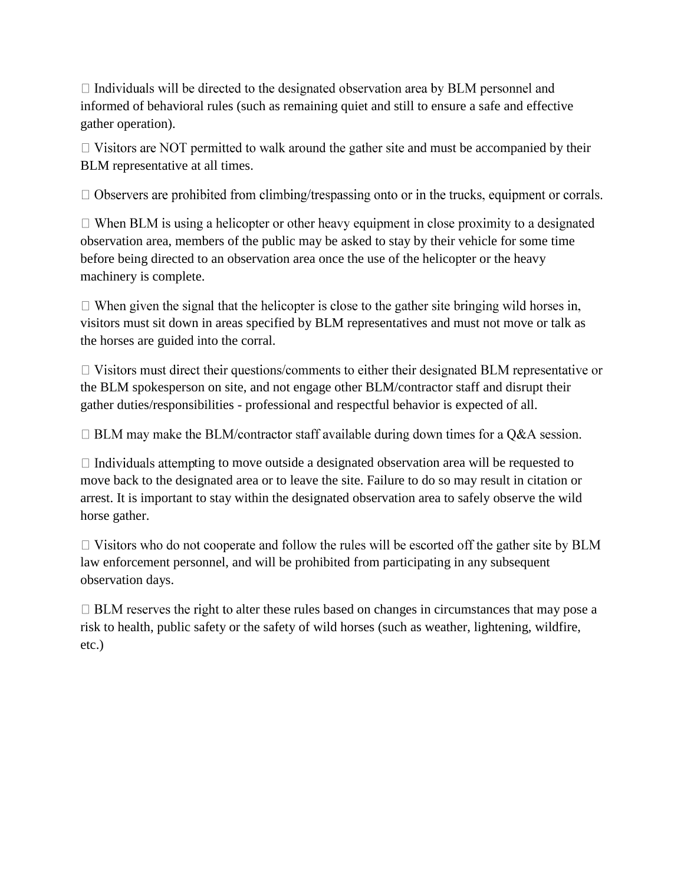- Individuals will be directed to the designated observation area by BLM personnel and informed of behavioral rules (such as remaining quiet and still to ensure a safe and effective gather operation).

- Visitors are NOT permitted to walk around the gather site and must be accompanied by their BLM representative at all times.

- Observers are prohibited from climbing/trespassing onto or in the trucks, equipment or corrals.

- When BLM is using a helicopter or other heavy equipment in close proximity to a designated observation area, members of the public may be asked to stay by their vehicle for some time before being directed to an observation area once the use of the helicopter or the heavy machinery is complete.

- When given the signal that the helicopter is close to the gather site bringing wild horses in, visitors must sit down in areas specified by BLM representatives and must not move or talk as the horses are guided into the corral.

- Visitors must direct their questions/comments to either their designated BLM representative or the BLM spokesperson on site, and not engage other BLM/contractor staff and disrupt their gather duties/responsibilities - professional and respectful behavior is expected of all.

- BLM may make the BLM/contractor staff available during down times for a Q&A session.

- Individuals attempting to move outside a designated observation area will be requested to move back to the designated area or to leave the site. Failure to do so may result in citation or arrest. It is important to stay within the designated observation area to safely observe the wild horse gather.

- Visitors who do not cooperate and follow the rules will be escorted off the gather site by BLM law enforcement personnel, and will be prohibited from participating in any subsequent observation days.

- BLM reserves the right to alter these rules based on changes in circumstances that may pose a risk to health, public safety or the safety of wild horses (such as weather, lightening, wildfire, etc.)